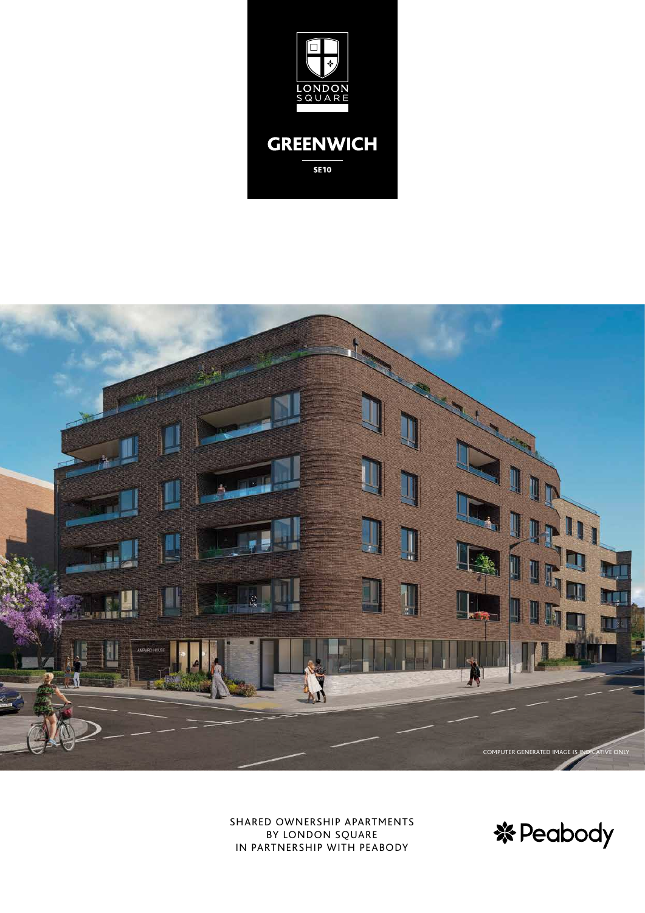LONDON SQUARE

# GREENWICH

SE10

COMPUTER GENERATED IMAGE IS INDICATIVE ONLY

SHARED OWNERSHIP APARTMENTS
BY LONDON SQUARE
IN PARTNERSHIP WITH PEABODY

Peabody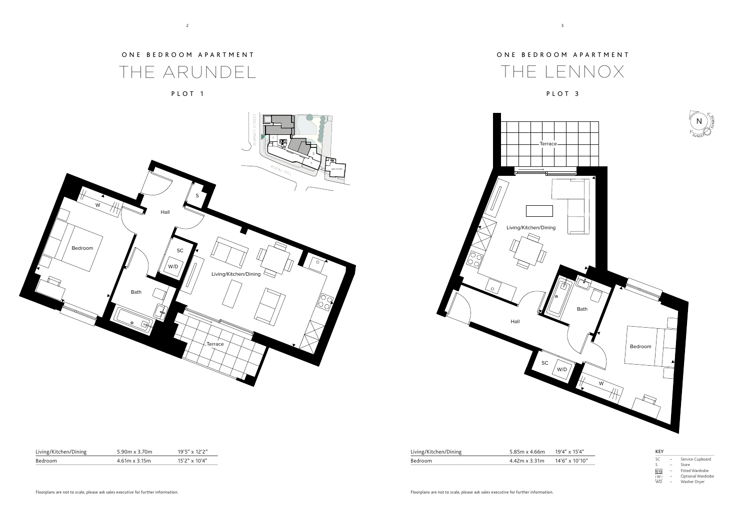ONE BEDROOM APARTMENT

# THE ARUNDEL

PLOT 1

| Living/Kitchen/Dining | 5.90m x 3.70m | 19'5" x 12'2" |
| --- | --- | --- |
| Bedroom | 4.61m x 3.15m | 15'2" x 10'4" |

Floorplans are not to scale, please ask sales executive for further information.

ONE BEDROOM APARTMENT

# THE LENNOX

PLOT 3

| Living/Kitchen/Dining | 5.85m x 4.66m | 19'4" x 15'4" |
| --- | --- | --- |
| Bedroom | 4.42m x 3.31m | 14'6" x 10'10" |

**KEY**

| | | |
| --- | --- | --- |
| SC | – | Service Cupboard |
| S | – | Store |
| | – | Fitted Wardrobe |
| W | – | Optional Wardrobe |
| WD | – | Washer Dryer |

Floorplans are not to scale, please ask sales executive for further information.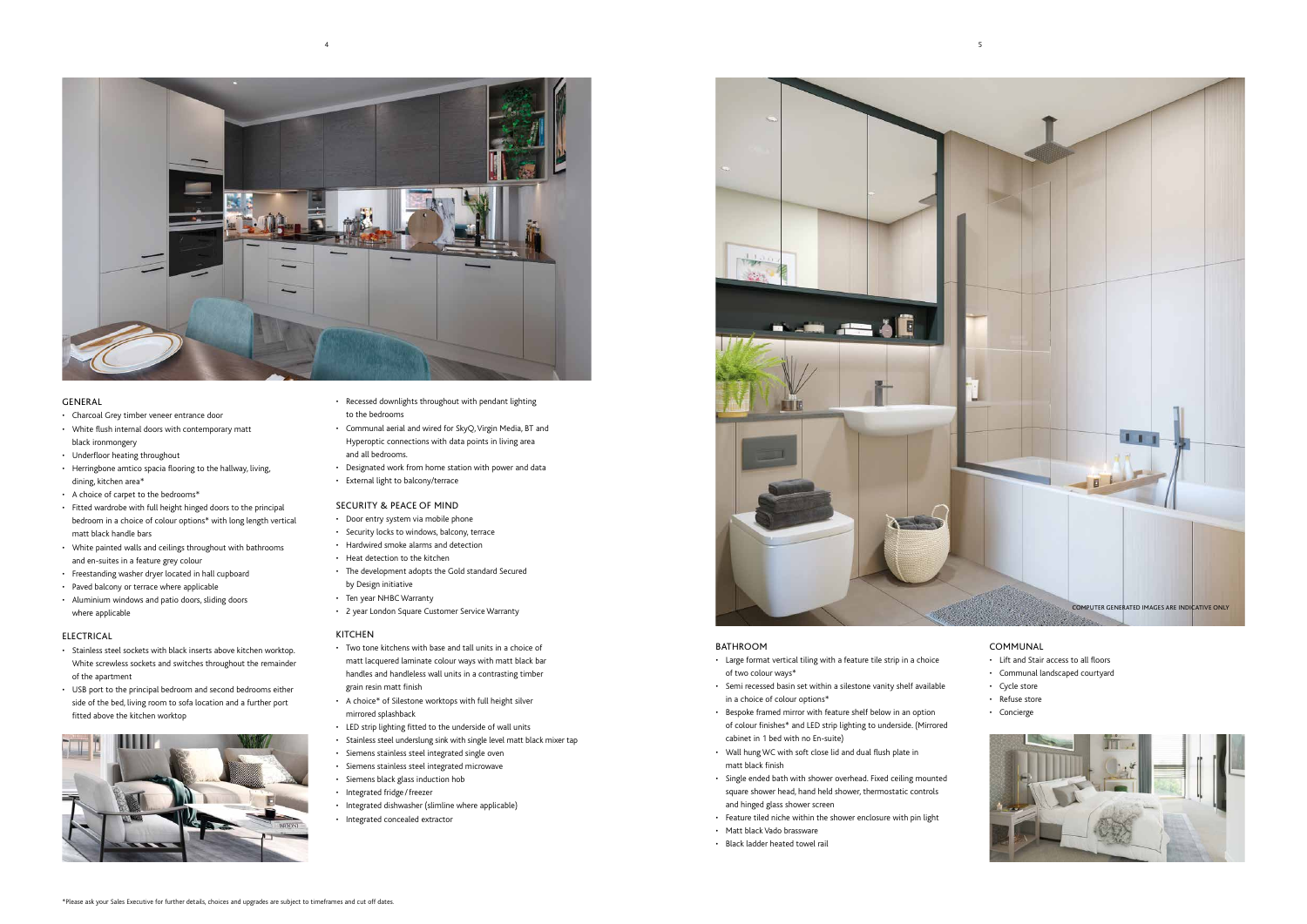## GENERAL

- Charcoal Grey timber veneer entrance door
- White flush internal doors with contemporary matt black ironmongery
- Underfloor heating throughout
- Herringbone amtico spacia flooring to the hallway, living, dining, kitchen area*
- A choice of carpet to the bedrooms*
- Fitted wardrobe with full height hinged doors to the principal bedroom in a choice of colour options* with long length vertical matt black handle bars
- White painted walls and ceilings throughout with bathrooms and en-suites in a feature grey colour
- Freestanding washer dryer located in hall cupboard
- Paved balcony or terrace where applicable
- Aluminium windows and patio doors, sliding doors where applicable

## ELECTRICAL

- Stainless steel sockets with black inserts above kitchen worktop. White screwless sockets and switches throughout the remainder of the apartment
- USB port to the principal bedroom and second bedrooms either side of the bed, living room to sofa location and a further port fitted above the kitchen worktop
- Recessed downlights throughout with pendant lighting to the bedrooms
- Communal aerial and wired for SkyQ, Virgin Media, BT and Hyperoptic connections with data points in living area and all bedrooms.
- Designated work from home station with power and data
- External light to balcony/terrace

## SECURITY & PEACE OF MIND

- Door entry system via mobile phone
- Security locks to windows, balcony, terrace
- Hardwired smoke alarms and detection
- Heat detection to the kitchen
- The development adopts the Gold standard Secured by Design initiative
- Ten year NHBC Warranty
- 2 year London Square Customer Service Warranty

## KITCHEN

- Two tone kitchens with base and tall units in a choice of matt lacquered laminate colour ways with matt black bar handles and handleless wall units in a contrasting timber grain resin matt finish
- A choice* of Silestone worktops with full height silver mirrored splashback
- LED strip lighting fitted to the underside of wall units
- Stainless steel underslung sink with single level matt black mixer tap
- Siemens stainless steel integrated single oven
- Siemens stainless steel integrated microwave
- Siemens black glass induction hob
- Integrated fridge / freezer
- Integrated dishwasher (slimline where applicable)
- Integrated concealed extractor

COMPUTER GENERATED IMAGES ARE INDICATIVE ONLY

## BATHROOM

- Large format vertical tiling with a feature tile strip in a choice of two colour ways*
- Semi recessed basin set within a silestone vanity shelf available in a choice of colour options*
- Bespoke framed mirror with feature shelf below in an option of colour finishes* and LED strip lighting to underside. (Mirrored cabinet in 1 bed with no En-suite)
- Wall hung WC with soft close lid and dual flush plate in matt black finish
- Single ended bath with shower overhead. Fixed ceiling mounted square shower head, hand held shower, thermostatic controls and hinged glass shower screen
- Feature tiled niche within the shower enclosure with pin light
- Matt black Vado brassware
- Black ladder heated towel rail

## COMMUNAL

- Lift and Stair access to all floors
- Communal landscaped courtyard
- Cycle store
- Refuse store
- Concierge

*Please ask your Sales Executive for further details, choices and upgrades are subject to timeframes and cut off dates.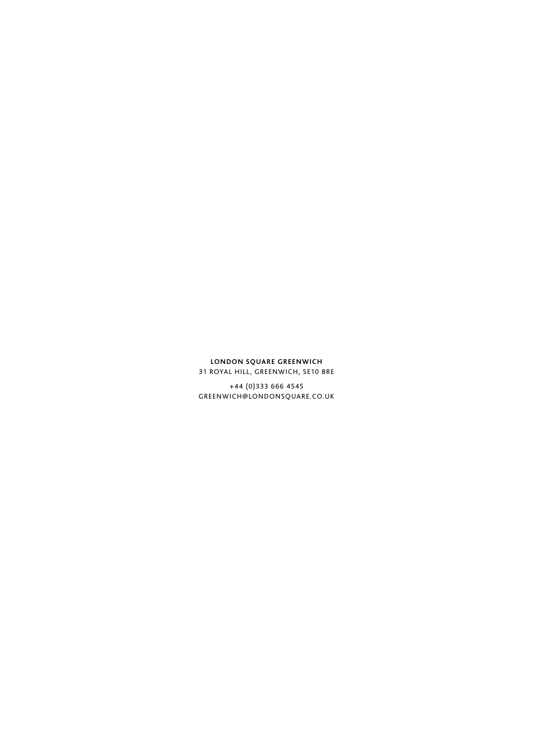**LONDON SQUARE GREENWICH**

31 ROYAL HILL, GREENWICH, SE10 8RE

+44 (0)333 666 4545

GREENWICH@LONDONSQUARE.CO.UK